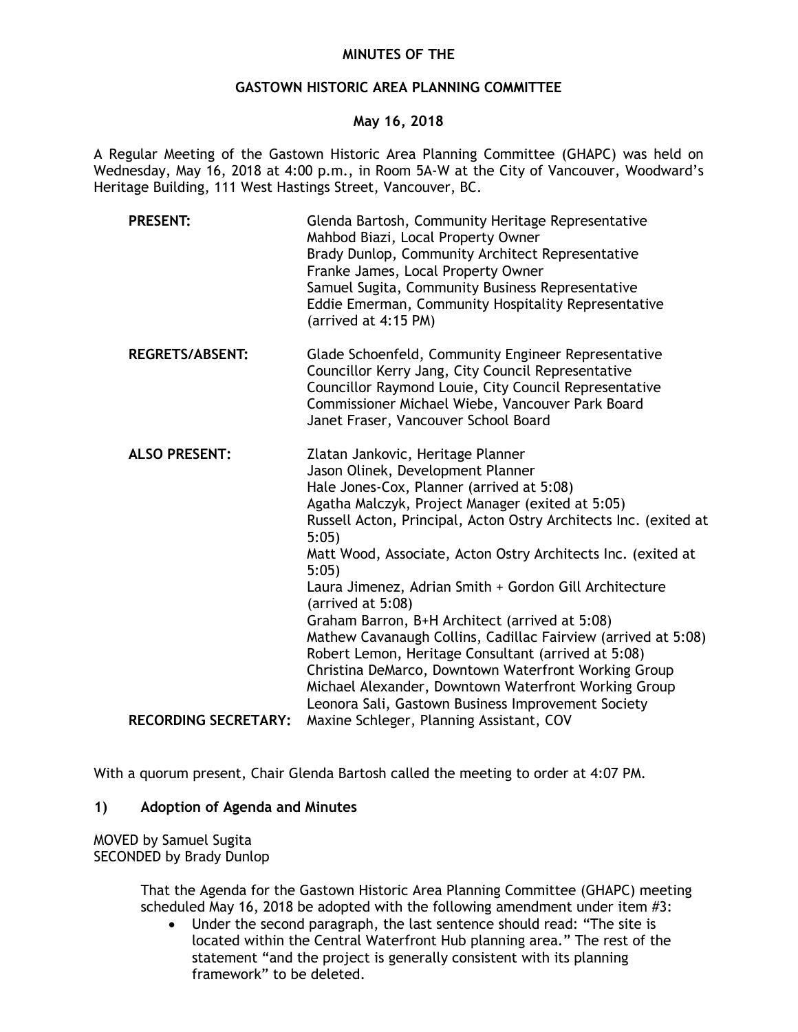**MINUTES OF THE**

**GASTOWN HISTORIC AREA PLANNING COMMITTEE**

**May 16, 2018**

A Regular Meeting of the Gastown Historic Area Planning Committee (GHAPC) was held on Wednesday, May 16, 2018 at 4:00 p.m., in Room 5A-W at the City of Vancouver, Woodward's Heritage Building, 111 West Hastings Street, Vancouver, BC.

**PRESENT:**
Glenda Bartosh, Community Heritage Representative
Mahbod Biazi, Local Property Owner
Brady Dunlop, Community Architect Representative
Franke James, Local Property Owner
Samuel Sugita, Community Business Representative
Eddie Emerman, Community Hospitality Representative (arrived at 4:15 PM)

**REGRETS/ABSENT:**
Glade Schoenfeld, Community Engineer Representative
Councillor Kerry Jang, City Council Representative
Councillor Raymond Louie, City Council Representative
Commissioner Michael Wiebe, Vancouver Park Board
Janet Fraser, Vancouver School Board

**ALSO PRESENT:**
Zlatan Jankovic, Heritage Planner
Jason Olinek, Development Planner
Hale Jones-Cox, Planner (arrived at 5:08)
Agatha Malczyk, Project Manager (exited at 5:05)
Russell Acton, Principal, Acton Ostry Architects Inc. (exited at 5:05)
Matt Wood, Associate, Acton Ostry Architects Inc. (exited at 5:05)
Laura Jimenez, Adrian Smith + Gordon Gill Architecture (arrived at 5:08)
Graham Barron, B+H Architect (arrived at 5:08)
Mathew Cavanaugh Collins, Cadillac Fairview (arrived at 5:08)
Robert Lemon, Heritage Consultant (arrived at 5:08)
Christina DeMarco, Downtown Waterfront Working Group
Michael Alexander, Downtown Waterfront Working Group
Leonora Sali, Gastown Business Improvement Society

**RECORDING SECRETARY:** Maxine Schleger, Planning Assistant, COV

With a quorum present, Chair Glenda Bartosh called the meeting to order at 4:07 PM.

## 1) Adoption of Agenda and Minutes

MOVED by Samuel Sugita
SECONDED by Brady Dunlop

> That the Agenda for the Gastown Historic Area Planning Committee (GHAPC) meeting scheduled May 16, 2018 be adopted with the following amendment under item #3:
>
> - Under the second paragraph, the last sentence should read: "The site is located within the Central Waterfront Hub planning area." The rest of the statement "and the project is generally consistent with its planning framework" to be deleted.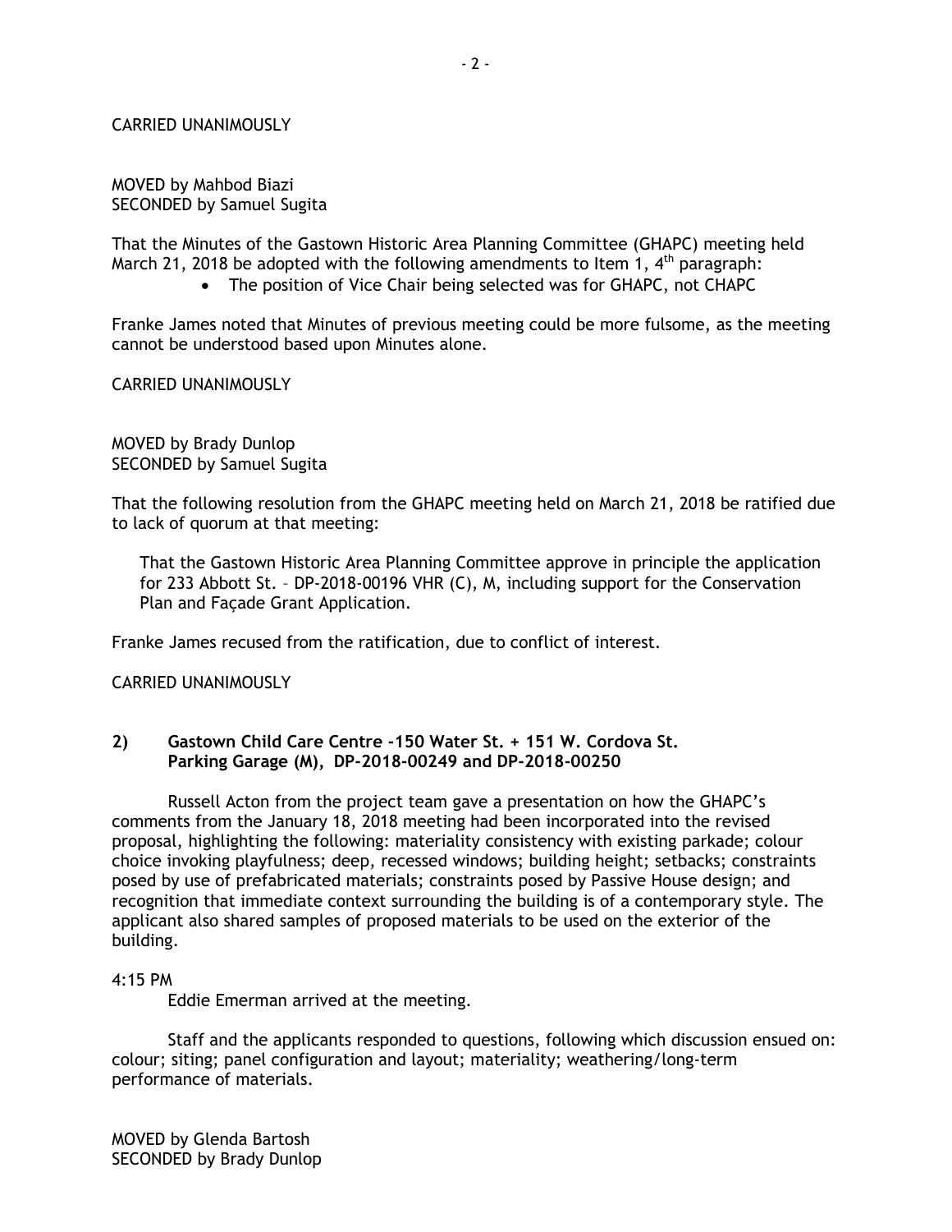CARRIED UNANIMOUSLY

MOVED by Mahbod Biazi
SECONDED by Samuel Sugita

That the Minutes of the Gastown Historic Area Planning Committee (GHAPC) meeting held March 21, 2018 be adopted with the following amendments to Item 1, 4th paragraph:

- The position of Vice Chair being selected was for GHAPC, not CHAPC

Franke James noted that Minutes of previous meeting could be more fulsome, as the meeting cannot be understood based upon Minutes alone.

CARRIED UNANIMOUSLY

MOVED by Brady Dunlop
SECONDED by Samuel Sugita

That the following resolution from the GHAPC meeting held on March 21, 2018 be ratified due to lack of quorum at that meeting:

> That the Gastown Historic Area Planning Committee approve in principle the application for 233 Abbott St. – DP-2018-00196 VHR (C), M, including support for the Conservation Plan and Façade Grant Application.

Franke James recused from the ratification, due to conflict of interest.

CARRIED UNANIMOUSLY

**2) Gastown Child Care Centre -150 Water St. + 151 W. Cordova St. Parking Garage (M), DP-2018-00249 and DP-2018-00250**

Russell Acton from the project team gave a presentation on how the GHAPC's comments from the January 18, 2018 meeting had been incorporated into the revised proposal, highlighting the following: materiality consistency with existing parkade; colour choice invoking playfulness; deep, recessed windows; building height; setbacks; constraints posed by use of prefabricated materials; constraints posed by Passive House design; and recognition that immediate context surrounding the building is of a contemporary style. The applicant also shared samples of proposed materials to be used on the exterior of the building.

4:15 PM

Eddie Emerman arrived at the meeting.

Staff and the applicants responded to questions, following which discussion ensued on: colour; siting; panel configuration and layout; materiality; weathering/long-term performance of materials.

MOVED by Glenda Bartosh
SECONDED by Brady Dunlop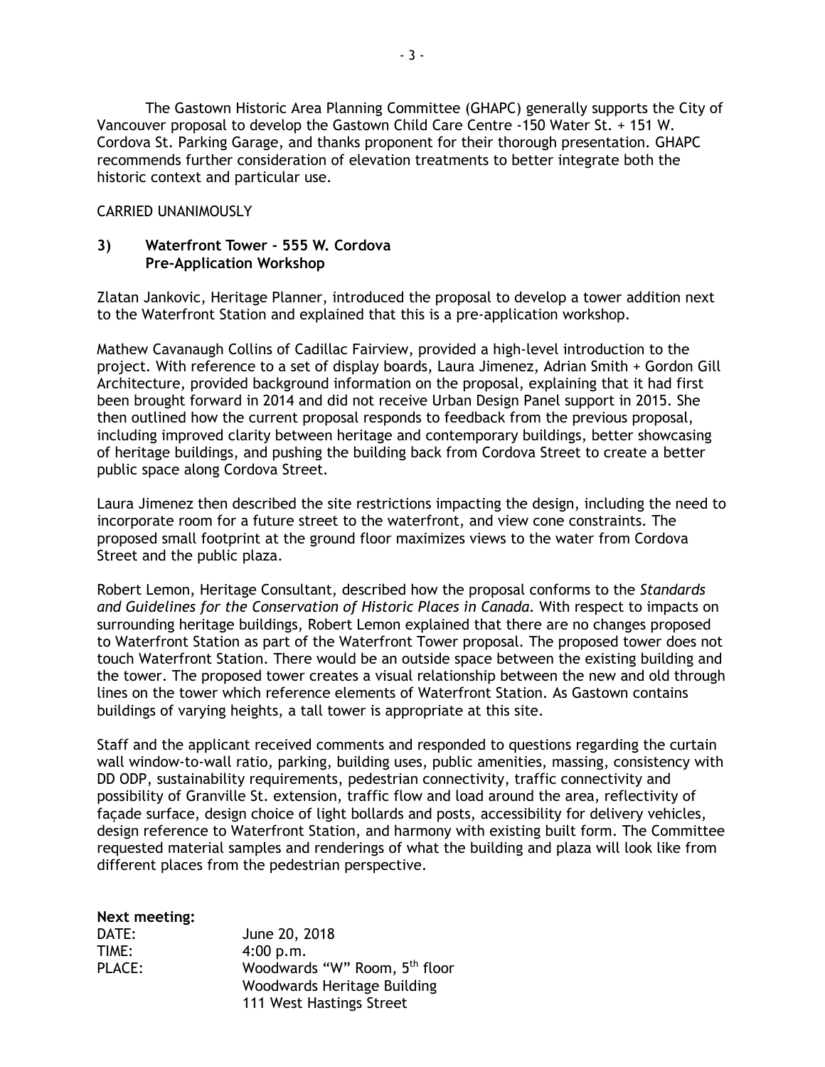The Gastown Historic Area Planning Committee (GHAPC) generally supports the City of Vancouver proposal to develop the Gastown Child Care Centre -150 Water St. + 151 W. Cordova St. Parking Garage, and thanks proponent for their thorough presentation. GHAPC recommends further consideration of elevation treatments to better integrate both the historic context and particular use.

CARRIED UNANIMOUSLY

**3) Waterfront Tower - 555 W. Cordova Pre-Application Workshop**

Zlatan Jankovic, Heritage Planner, introduced the proposal to develop a tower addition next to the Waterfront Station and explained that this is a pre-application workshop.

Mathew Cavanaugh Collins of Cadillac Fairview, provided a high-level introduction to the project. With reference to a set of display boards, Laura Jimenez, Adrian Smith + Gordon Gill Architecture, provided background information on the proposal, explaining that it had first been brought forward in 2014 and did not receive Urban Design Panel support in 2015. She then outlined how the current proposal responds to feedback from the previous proposal, including improved clarity between heritage and contemporary buildings, better showcasing of heritage buildings, and pushing the building back from Cordova Street to create a better public space along Cordova Street.

Laura Jimenez then described the site restrictions impacting the design, including the need to incorporate room for a future street to the waterfront, and view cone constraints. The proposed small footprint at the ground floor maximizes views to the water from Cordova Street and the public plaza.

Robert Lemon, Heritage Consultant, described how the proposal conforms to the *Standards and Guidelines for the Conservation of Historic Places in Canada*. With respect to impacts on surrounding heritage buildings, Robert Lemon explained that there are no changes proposed to Waterfront Station as part of the Waterfront Tower proposal. The proposed tower does not touch Waterfront Station. There would be an outside space between the existing building and the tower. The proposed tower creates a visual relationship between the new and old through lines on the tower which reference elements of Waterfront Station. As Gastown contains buildings of varying heights, a tall tower is appropriate at this site.

Staff and the applicant received comments and responded to questions regarding the curtain wall window-to-wall ratio, parking, building uses, public amenities, massing, consistency with DD ODP, sustainability requirements, pedestrian connectivity, traffic connectivity and possibility of Granville St. extension, traffic flow and load around the area, reflectivity of façade surface, design choice of light bollards and posts, accessibility for delivery vehicles, design reference to Waterfront Station, and harmony with existing built form. The Committee requested material samples and renderings of what the building and plaza will look like from different places from the pedestrian perspective.

**Next meeting:**

DATE: June 20, 2018
TIME: 4:00 p.m.
PLACE: Woodwards "W" Room, 5th floor
Woodwards Heritage Building
111 West Hastings Street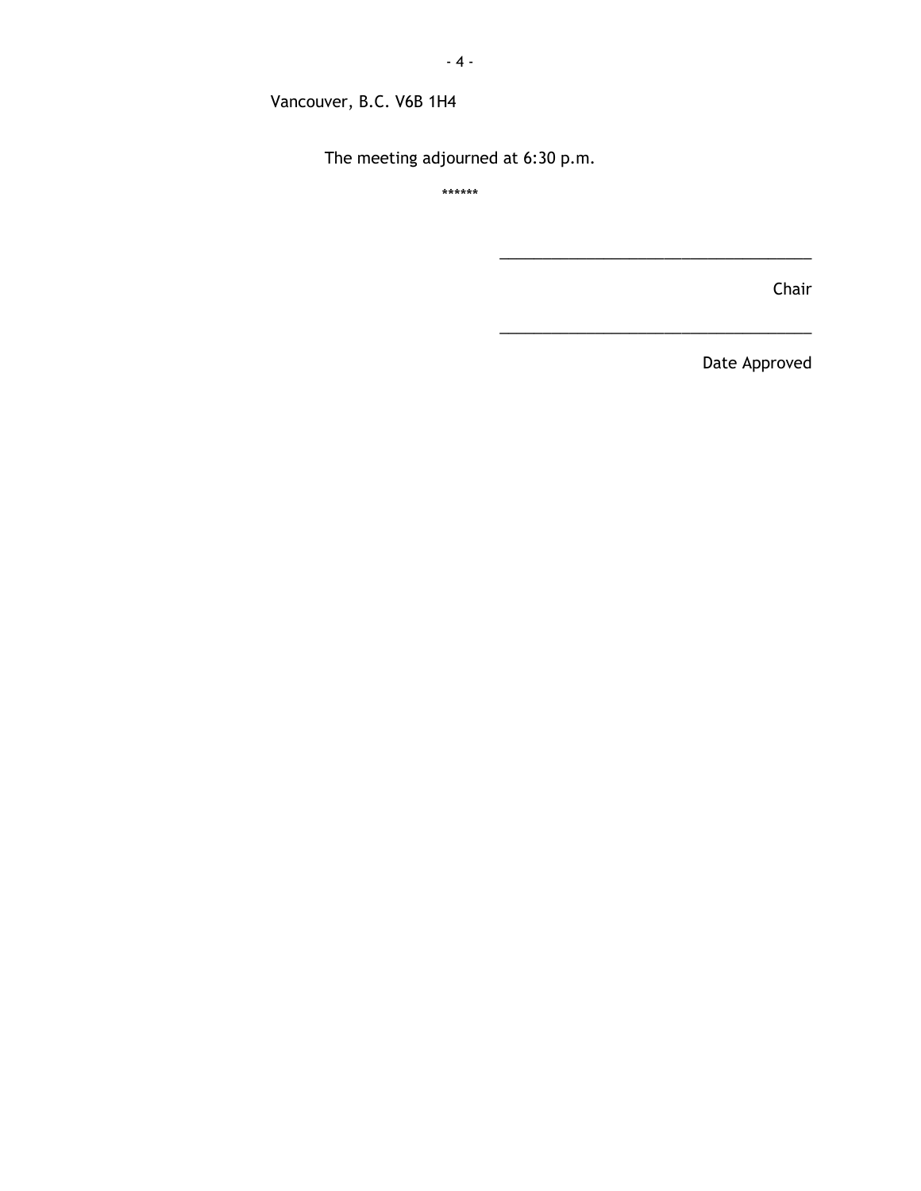Vancouver, B.C. V6B 1H4

The meeting adjourned at 6:30 p.m.

******

\_\_\_\_\_\_\_\_\_\_\_\_\_\_\_\_\_\_\_\_\_\_\_\_\_\_\_\_\_\_\_\_\_\_\_\_\_\_

Chair

\_\_\_\_\_\_\_\_\_\_\_\_\_\_\_\_\_\_\_\_\_\_\_\_\_\_\_\_\_\_\_\_\_\_\_\_\_\_

Date Approved